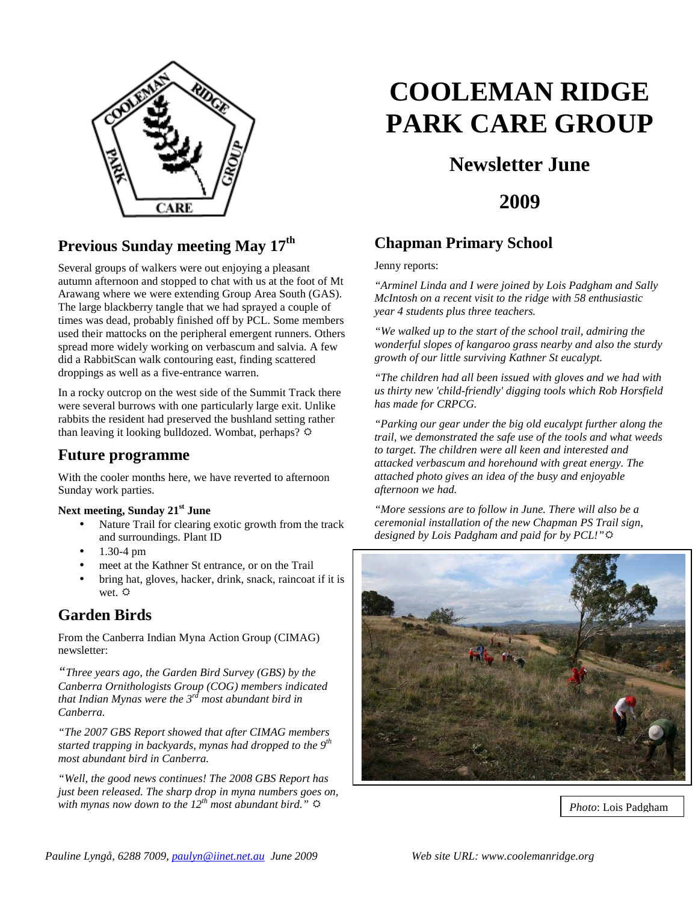# COOLEMAN RIDGE PARK CARE GROUP

## Newsletter June

## 2009

## Previous Sunday meeting May 17th

Several groups of walkers were out enjoying a pleasant autumn afternoon and stopped to chat with us at the foot of Mt Arawang where we were extending Group Area South (GAS). The large blackberry tangle that we had sprayed a couple of times was dead, probably finished off by PCL. Some members used their mattocks on the peripheral emergent runners. Others spread more widely working on verbascum and salvia. A few did a RabbitScan walk contouring east, finding scattered droppings as well as a five-entrance warren.

In a rocky outcrop on the west side of the Summit Track there were several burrows with one particularly large exit. Unlike rabbits the resident had preserved the bushland setting rather than leaving it looking bulldozed. Wombat, perhaps? ☼

## Future programme

With the cooler months here, we have reverted to afternoon Sunday work parties.

**Next meeting, Sunday 21st June**

- Nature Trail for clearing exotic growth from the track and surroundings. Plant ID
- 1.30-4 pm
- meet at the Kathner St entrance, or on the Trail
- bring hat, gloves, hacker, drink, snack, raincoat if it is wet. ☼

## Garden Birds

From the Canberra Indian Myna Action Group (CIMAG) newsletter:

*"Three years ago, the Garden Bird Survey (GBS) by the Canberra Ornithologists Group (COG) members indicated that Indian Mynas were the 3rd most abundant bird in Canberra.*

*"The 2007 GBS Report showed that after CIMAG members started trapping in backyards, mynas had dropped to the 9th most abundant bird in Canberra.*

*"Well, the good news continues! The 2008 GBS Report has just been released. The sharp drop in myna numbers goes on, with mynas now down to the 12th most abundant bird."* ☼

## Chapman Primary School

Jenny reports:

*"Arminel Linda and I were joined by Lois Padgham and Sally McIntosh on a recent visit to the ridge with 58 enthusiastic year 4 students plus three teachers.*

*"We walked up to the start of the school trail, admiring the wonderful slopes of kangaroo grass nearby and also the sturdy growth of our little surviving Kathner St eucalypt.*

*"The children had all been issued with gloves and we had with us thirty new 'child-friendly' digging tools which Rob Horsfield has made for CRPCG.*

*"Parking our gear under the big old eucalypt further along the trail, we demonstrated the safe use of the tools and what weeds to target. The children were all keen and interested and attacked verbascum and horehound with great energy. The attached photo gives an idea of the busy and enjoyable afternoon we had.*

*"More sessions are to follow in June. There will also be a ceremonial installation of the new Chapman PS Trail sign, designed by Lois Padgham and paid for by PCL!"* ☼

*Photo*: Lois Padgham

*Pauline Lyngå, 6288 7009, paulyn@iinet.net.au June 2009* *Web site URL: www.coolemanridge.org*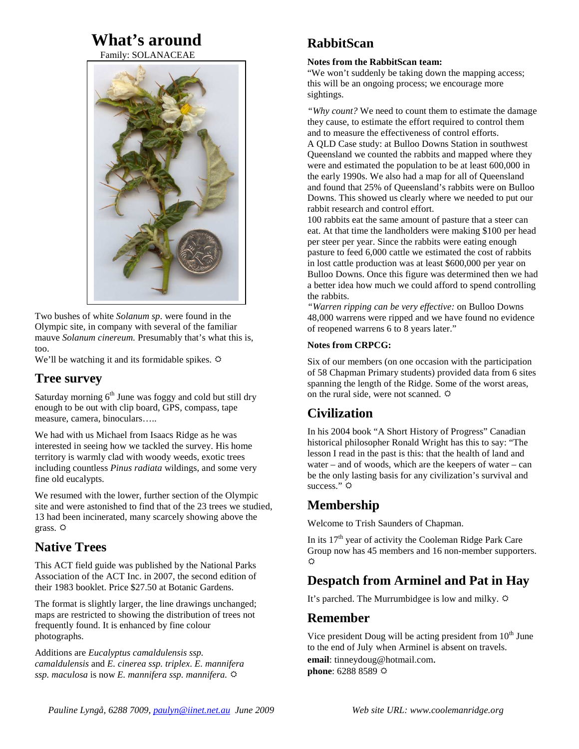# What's around

Family: SOLANACEAE

Two bushes of white *Solanum sp.* were found in the Olympic site, in company with several of the familiar mauve *Solanum cinereum.* Presumably that's what this is, too.

We'll be watching it and its formidable spikes. ☼

## Tree survey

Saturday morning 6th June was foggy and cold but still dry enough to be out with clip board, GPS, compass, tape measure, camera, binoculars…..

We had with us Michael from Isaacs Ridge as he was interested in seeing how we tackled the survey. His home territory is warmly clad with woody weeds, exotic trees including countless *Pinus radiata* wildings, and some very fine old eucalypts.

We resumed with the lower, further section of the Olympic site and were astonished to find that of the 23 trees we studied, 13 had been incinerated, many scarcely showing above the grass. ☼

## Native Trees

This ACT field guide was published by the National Parks Association of the ACT Inc. in 2007, the second edition of their 1983 booklet. Price $27.50 at Botanic Gardens.

The format is slightly larger, the line drawings unchanged; maps are restricted to showing the distribution of trees not frequently found. It is enhanced by fine colour photographs.

Additions are *Eucalyptus camaldulensis ssp. camaldulensis* and *E. cinerea ssp. triplex. E. mannifera ssp. maculosa* is now *E. mannifera ssp. mannifera.* ☼

## RabbitScan

**Notes from the RabbitScan team:**

"We won't suddenly be taking down the mapping access; this will be an ongoing process; we encourage more sightings.

*"Why count?* We need to count them to estimate the damage they cause, to estimate the effort required to control them and to measure the effectiveness of control efforts.

A QLD Case study: at Bulloo Downs Station in southwest Queensland we counted the rabbits and mapped where they were and estimated the population to be at least 600,000 in the early 1990s. We also had a map for all of Queensland and found that 25% of Queensland's rabbits were on Bulloo Downs. This showed us clearly where we needed to put our rabbit research and control effort.

100 rabbits eat the same amount of pasture that a steer can eat. At that time the landholders were making $100 per head per steer per year. Since the rabbits were eating enough pasture to feed 6,000 cattle we estimated the cost of rabbits in lost cattle production was at least $600,000 per year on Bulloo Downs. Once this figure was determined then we had a better idea how much we could afford to spend controlling the rabbits.

*"Warren ripping can be very effective:* on Bulloo Downs 48,000 warrens were ripped and we have found no evidence of reopened warrens 6 to 8 years later."

**Notes from CRPCG:**

Six of our members (on one occasion with the participation of 58 Chapman Primary students) provided data from 6 sites spanning the length of the Ridge. Some of the worst areas, on the rural side, were not scanned. ☼

## Civilization

In his 2004 book "A Short History of Progress" Canadian historical philosopher Ronald Wright has this to say: "The lesson I read in the past is this: that the health of land and water – and of woods, which are the keepers of water – can be the only lasting basis for any civilization's survival and success." ☼

## Membership

Welcome to Trish Saunders of Chapman.

In its 17th year of activity the Cooleman Ridge Park Care Group now has 45 members and 16 non-member supporters. ☼

## Despatch from Arminel and Pat in Hay

It's parched. The Murrumbidgee is low and milky. ☼

## Remember

Vice president Doug will be acting president from 10th June to the end of July when Arminel is absent on travels.

**email**: tinneydoug@hotmail.com.
**phone**: 6288 8589 ☼

*Pauline Lyngå, 6288 7009, paulyn@iinet.net.au June 2009*

*Web site URL: www.coolemanridge.org*